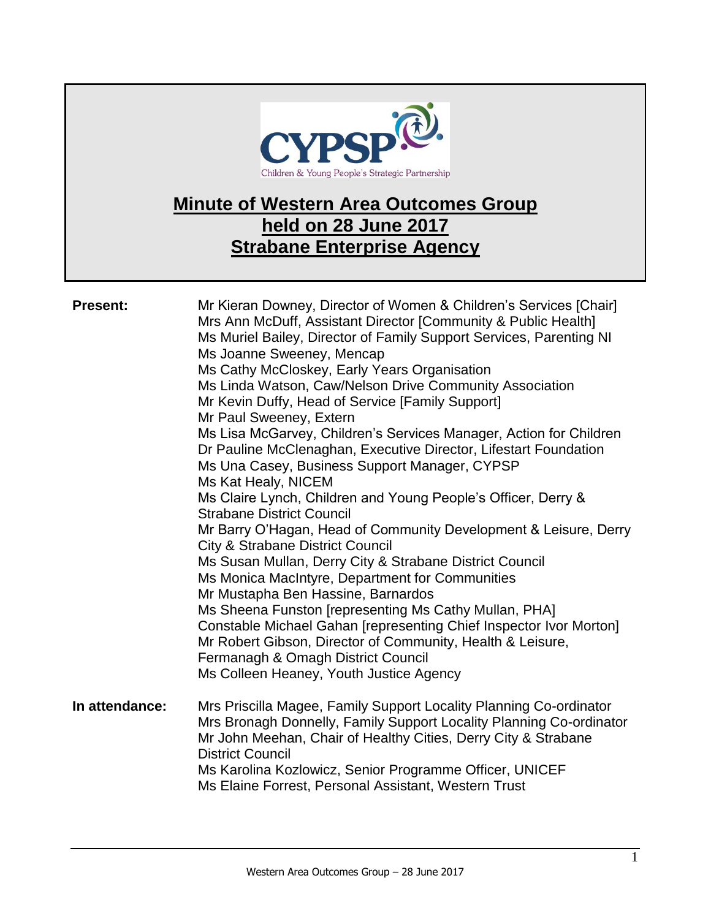CYPSP

Children & Young People's Strategic Partnership

# Minute of Western Area Outcomes Group held on 28 June 2017 Strabane Enterprise Agency

**Present:**

Mr Kieran Downey, Director of Women & Children's Services [Chair]
Mrs Ann McDuff, Assistant Director [Community & Public Health]
Ms Muriel Bailey, Director of Family Support Services, Parenting NI
Ms Joanne Sweeney, Mencap
Ms Cathy McCloskey, Early Years Organisation
Ms Linda Watson, Caw/Nelson Drive Community Association
Mr Kevin Duffy, Head of Service [Family Support]
Mr Paul Sweeney, Extern
Ms Lisa McGarvey, Children's Services Manager, Action for Children
Dr Pauline McClenaghan, Executive Director, Lifestart Foundation
Ms Una Casey, Business Support Manager, CYPSP
Ms Kat Healy, NICEM
Ms Claire Lynch, Children and Young People's Officer, Derry & Strabane District Council
Mr Barry O'Hagan, Head of Community Development & Leisure, Derry City & Strabane District Council
Ms Susan Mullan, Derry City & Strabane District Council
Ms Monica MacIntyre, Department for Communities
Mr Mustapha Ben Hassine, Barnardos
Ms Sheena Funston [representing Ms Cathy Mullan, PHA]
Constable Michael Gahan [representing Chief Inspector Ivor Morton]
Mr Robert Gibson, Director of Community, Health & Leisure, Fermanagh & Omagh District Council
Ms Colleen Heaney, Youth Justice Agency

**In attendance:**

Mrs Priscilla Magee, Family Support Locality Planning Co-ordinator
Mrs Bronagh Donnelly, Family Support Locality Planning Co-ordinator
Mr John Meehan, Chair of Healthy Cities, Derry City & Strabane District Council
Ms Karolina Kozlowicz, Senior Programme Officer, UNICEF
Ms Elaine Forrest, Personal Assistant, Western Trust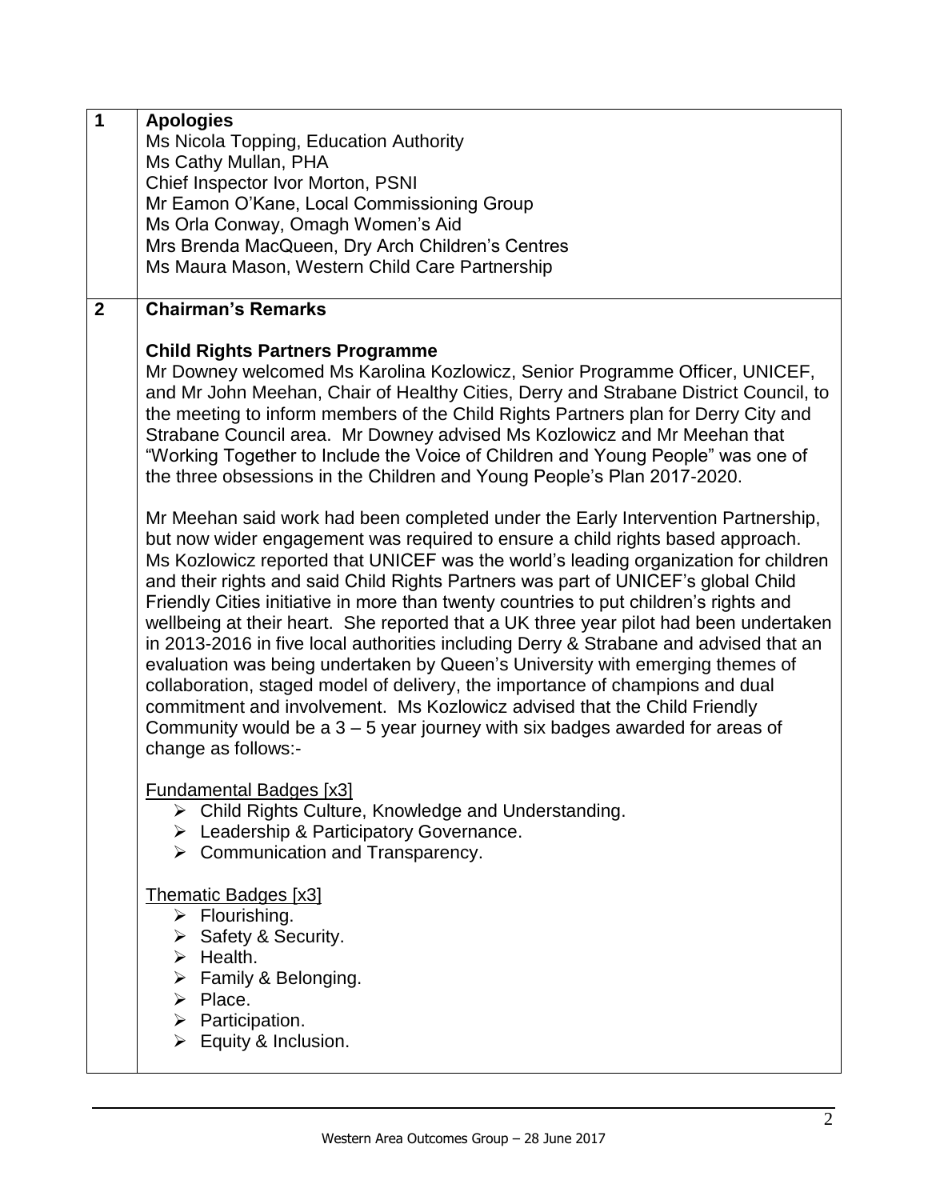**1 Apologies**

Ms Nicola Topping, Education Authority
Ms Cathy Mullan, PHA
Chief Inspector Ivor Morton, PSNI
Mr Eamon O'Kane, Local Commissioning Group
Ms Orla Conway, Omagh Women's Aid
Mrs Brenda MacQueen, Dry Arch Children's Centres
Ms Maura Mason, Western Child Care Partnership

**2 Chairman's Remarks**

**Child Rights Partners Programme**

Mr Downey welcomed Ms Karolina Kozlowicz, Senior Programme Officer, UNICEF, and Mr John Meehan, Chair of Healthy Cities, Derry and Strabane District Council, to the meeting to inform members of the Child Rights Partners plan for Derry City and Strabane Council area. Mr Downey advised Ms Kozlowicz and Mr Meehan that "Working Together to Include the Voice of Children and Young People" was one of the three obsessions in the Children and Young People's Plan 2017-2020.

Mr Meehan said work had been completed under the Early Intervention Partnership, but now wider engagement was required to ensure a child rights based approach. Ms Kozlowicz reported that UNICEF was the world's leading organization for children and their rights and said Child Rights Partners was part of UNICEF's global Child Friendly Cities initiative in more than twenty countries to put children's rights and wellbeing at their heart. She reported that a UK three year pilot had been undertaken in 2013-2016 in five local authorities including Derry & Strabane and advised that an evaluation was being undertaken by Queen's University with emerging themes of collaboration, staged model of delivery, the importance of champions and dual commitment and involvement. Ms Kozlowicz advised that the Child Friendly Community would be a 3 – 5 year journey with six badges awarded for areas of change as follows:-

Fundamental Badges [x3]

- Child Rights Culture, Knowledge and Understanding.
- Leadership & Participatory Governance.
- Communication and Transparency.

Thematic Badges [x3]

- Flourishing.
- Safety & Security.
- Health.
- Family & Belonging.
- Place.
- Participation.
- Equity & Inclusion.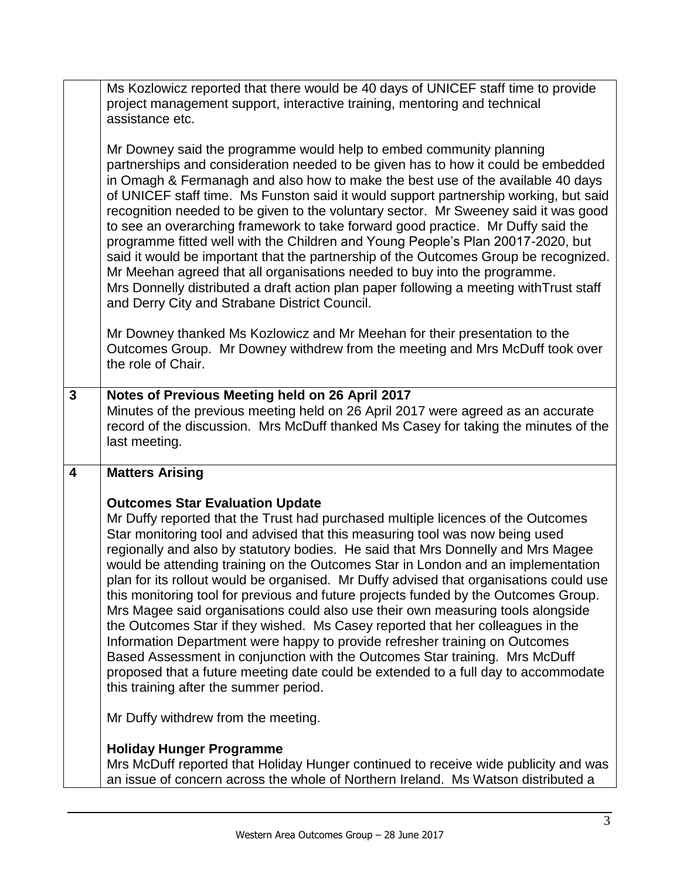| | |
|---|---|
| | Ms Kozlowicz reported that there would be 40 days of UNICEF staff time to provide project management support, interactive training, mentoring and technical assistance etc.<br><br>Mr Downey said the programme would help to embed community planning partnerships and consideration needed to be given has to how it could be embedded in Omagh & Fermanagh and also how to make the best use of the available 40 days of UNICEF staff time. Ms Funston said it would support partnership working, but said recognition needed to be given to the voluntary sector. Mr Sweeney said it was good to see an overarching framework to take forward good practice. Mr Duffy said the programme fitted well with the Children and Young People's Plan 20017-2020, but said it would be important that the partnership of the Outcomes Group be recognized. Mr Meehan agreed that all organisations needed to buy into the programme. Mrs Donnelly distributed a draft action plan paper following a meeting withTrust staff and Derry City and Strabane District Council.<br><br>Mr Downey thanked Ms Kozlowicz and Mr Meehan for their presentation to the Outcomes Group. Mr Downey withdrew from the meeting and Mrs McDuff took over the role of Chair. |
| **3** | **Notes of Previous Meeting held on 26 April 2017**<br>Minutes of the previous meeting held on 26 April 2017 were agreed as an accurate record of the discussion. Mrs McDuff thanked Ms Casey for taking the minutes of the last meeting. |
| **4** | **Matters Arising**<br><br>**Outcomes Star Evaluation Update**<br>Mr Duffy reported that the Trust had purchased multiple licences of the Outcomes Star monitoring tool and advised that this measuring tool was now being used regionally and also by statutory bodies. He said that Mrs Donnelly and Mrs Magee would be attending training on the Outcomes Star in London and an implementation plan for its rollout would be organised. Mr Duffy advised that organisations could use this monitoring tool for previous and future projects funded by the Outcomes Group. Mrs Magee said organisations could also use their own measuring tools alongside the Outcomes Star if they wished. Ms Casey reported that her colleagues in the Information Department were happy to provide refresher training on Outcomes Based Assessment in conjunction with the Outcomes Star training. Mrs McDuff proposed that a future meeting date could be extended to a full day to accommodate this training after the summer period.<br><br>Mr Duffy withdrew from the meeting.<br><br>**Holiday Hunger Programme**<br>Mrs McDuff reported that Holiday Hunger continued to receive wide publicity and was an issue of concern across the whole of Northern Ireland. Ms Watson distributed a |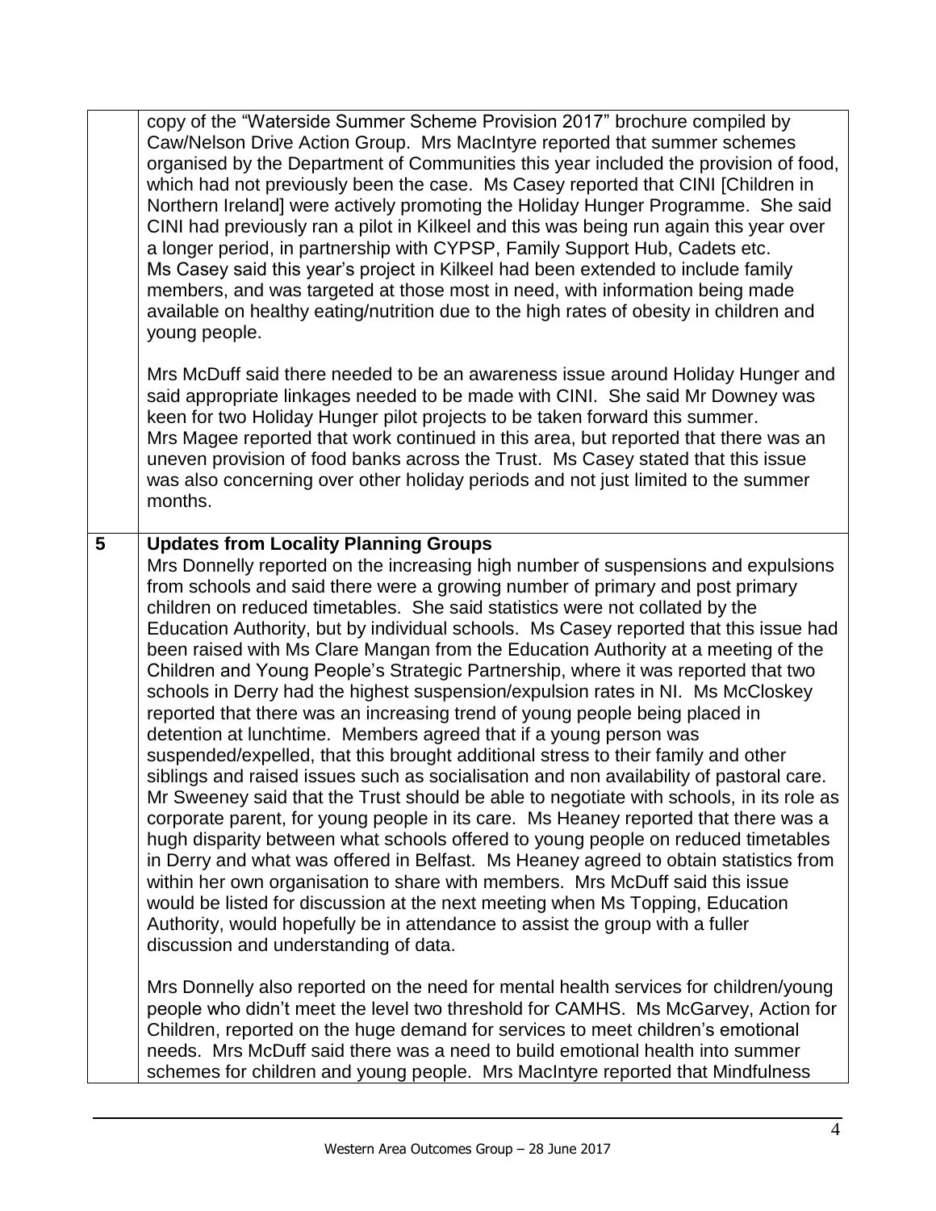copy of the "Waterside Summer Scheme Provision 2017" brochure compiled by Caw/Nelson Drive Action Group. Mrs MacIntyre reported that summer schemes organised by the Department of Communities this year included the provision of food, which had not previously been the case. Ms Casey reported that CINI [Children in Northern Ireland] were actively promoting the Holiday Hunger Programme. She said CINI had previously ran a pilot in Kilkeel and this was being run again this year over a longer period, in partnership with CYPSP, Family Support Hub, Cadets etc. Ms Casey said this year's project in Kilkeel had been extended to include family members, and was targeted at those most in need, with information being made available on healthy eating/nutrition due to the high rates of obesity in children and young people.

Mrs McDuff said there needed to be an awareness issue around Holiday Hunger and said appropriate linkages needed to be made with CINI. She said Mr Downey was keen for two Holiday Hunger pilot projects to be taken forward this summer. Mrs Magee reported that work continued in this area, but reported that there was an uneven provision of food banks across the Trust. Ms Casey stated that this issue was also concerning over other holiday periods and not just limited to the summer months.

## 5 Updates from Locality Planning Groups

Mrs Donnelly reported on the increasing high number of suspensions and expulsions from schools and said there were a growing number of primary and post primary children on reduced timetables. She said statistics were not collated by the Education Authority, but by individual schools. Ms Casey reported that this issue had been raised with Ms Clare Mangan from the Education Authority at a meeting of the Children and Young People's Strategic Partnership, where it was reported that two schools in Derry had the highest suspension/expulsion rates in NI. Ms McCloskey reported that there was an increasing trend of young people being placed in detention at lunchtime. Members agreed that if a young person was suspended/expelled, that this brought additional stress to their family and other siblings and raised issues such as socialisation and non availability of pastoral care. Mr Sweeney said that the Trust should be able to negotiate with schools, in its role as corporate parent, for young people in its care. Ms Heaney reported that there was a hugh disparity between what schools offered to young people on reduced timetables in Derry and what was offered in Belfast. Ms Heaney agreed to obtain statistics from within her own organisation to share with members. Mrs McDuff said this issue would be listed for discussion at the next meeting when Ms Topping, Education Authority, would hopefully be in attendance to assist the group with a fuller discussion and understanding of data.

Mrs Donnelly also reported on the need for mental health services for children/young people who didn't meet the level two threshold for CAMHS. Ms McGarvey, Action for Children, reported on the huge demand for services to meet children's emotional needs. Mrs McDuff said there was a need to build emotional health into summer schemes for children and young people. Mrs MacIntyre reported that Mindfulness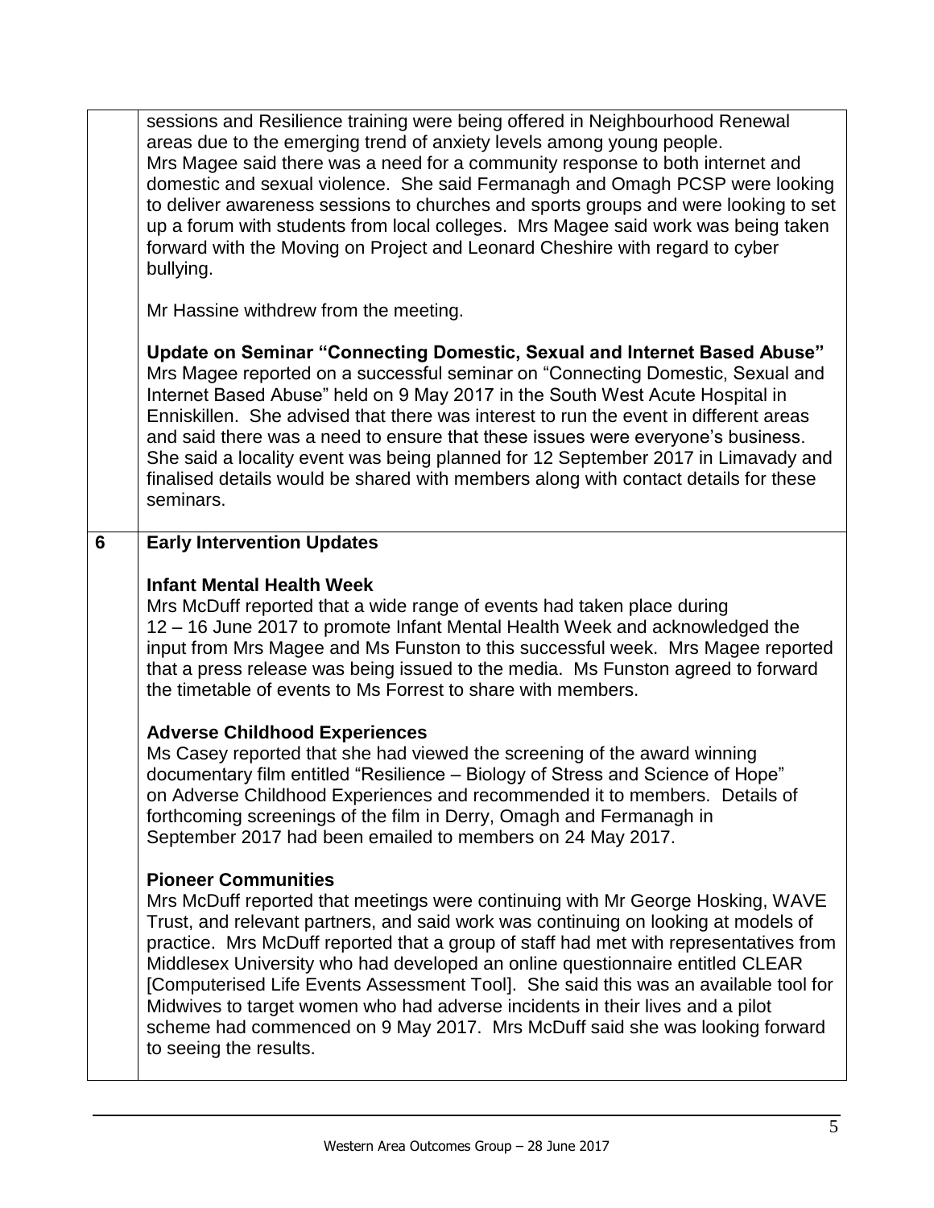| | |
|---|---|
| | sessions and Resilience training were being offered in Neighbourhood Renewal areas due to the emerging trend of anxiety levels among young people.<br>Mrs Magee said there was a need for a community response to both internet and domestic and sexual violence. She said Fermanagh and Omagh PCSP were looking to deliver awareness sessions to churches and sports groups and were looking to set up a forum with students from local colleges. Mrs Magee said work was being taken forward with the Moving on Project and Leonard Cheshire with regard to cyber bullying.<br><br>Mr Hassine withdrew from the meeting.<br><br>**Update on Seminar "Connecting Domestic, Sexual and Internet Based Abuse"**<br>Mrs Magee reported on a successful seminar on "Connecting Domestic, Sexual and Internet Based Abuse" held on 9 May 2017 in the South West Acute Hospital in Enniskillen. She advised that there was interest to run the event in different areas and said there was a need to ensure that these issues were everyone's business. She said a locality event was being planned for 12 September 2017 in Limavady and finalised details would be shared with members along with contact details for these seminars. |
| **6** | **Early Intervention Updates**<br><br>**Infant Mental Health Week**<br>Mrs McDuff reported that a wide range of events had taken place during 12 – 16 June 2017 to promote Infant Mental Health Week and acknowledged the input from Mrs Magee and Ms Funston to this successful week. Mrs Magee reported that a press release was being issued to the media. Ms Funston agreed to forward the timetable of events to Ms Forrest to share with members.<br><br>**Adverse Childhood Experiences**<br>Ms Casey reported that she had viewed the screening of the award winning documentary film entitled "Resilience – Biology of Stress and Science of Hope" on Adverse Childhood Experiences and recommended it to members. Details of forthcoming screenings of the film in Derry, Omagh and Fermanagh in September 2017 had been emailed to members on 24 May 2017.<br><br>**Pioneer Communities**<br>Mrs McDuff reported that meetings were continuing with Mr George Hosking, WAVE Trust, and relevant partners, and said work was continuing on looking at models of practice. Mrs McDuff reported that a group of staff had met with representatives from Middlesex University who had developed an online questionnaire entitled CLEAR [Computerised Life Events Assessment Tool]. She said this was an available tool for Midwives to target women who had adverse incidents in their lives and a pilot scheme had commenced on 9 May 2017. Mrs McDuff said she was looking forward to seeing the results. |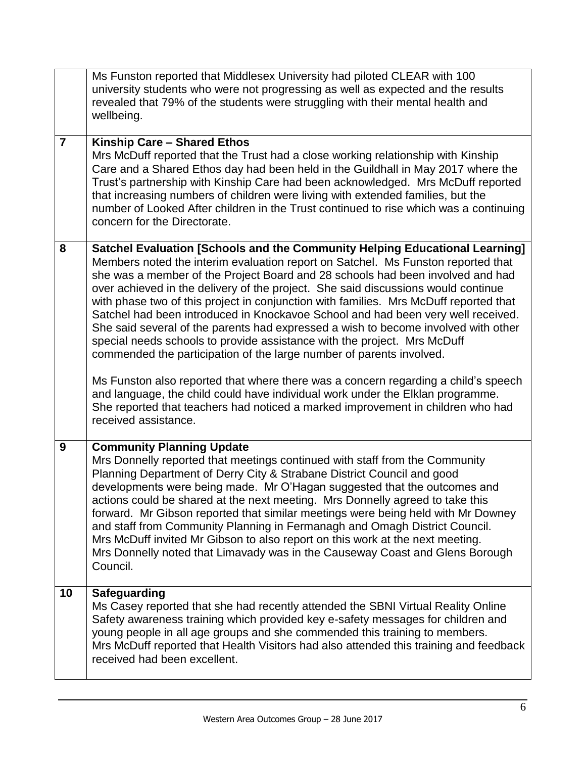| | |
|---|---|
| | Ms Funston reported that Middlesex University had piloted CLEAR with 100 university students who were not progressing as well as expected and the results revealed that 79% of the students were struggling with their mental health and wellbeing. |
| **7** | **Kinship Care – Shared Ethos**<br>Mrs McDuff reported that the Trust had a close working relationship with Kinship Care and a Shared Ethos day had been held in the Guildhall in May 2017 where the Trust's partnership with Kinship Care had been acknowledged. Mrs McDuff reported that increasing numbers of children were living with extended families, but the number of Looked After children in the Trust continued to rise which was a continuing concern for the Directorate. |
| **8** | **Satchel Evaluation [Schools and the Community Helping Educational Learning]**<br>Members noted the interim evaluation report on Satchel. Ms Funston reported that she was a member of the Project Board and 28 schools had been involved and had over achieved in the delivery of the project. She said discussions would continue with phase two of this project in conjunction with families. Mrs McDuff reported that Satchel had been introduced in Knockavoe School and had been very well received. She said several of the parents had expressed a wish to become involved with other special needs schools to provide assistance with the project. Mrs McDuff commended the participation of the large number of parents involved.<br><br>Ms Funston also reported that where there was a concern regarding a child's speech and language, the child could have individual work under the Elklan programme. She reported that teachers had noticed a marked improvement in children who had received assistance. |
| **9** | **Community Planning Update**<br>Mrs Donnelly reported that meetings continued with staff from the Community Planning Department of Derry City & Strabane District Council and good developments were being made. Mr O'Hagan suggested that the outcomes and actions could be shared at the next meeting. Mrs Donnelly agreed to take this forward. Mr Gibson reported that similar meetings were being held with Mr Downey and staff from Community Planning in Fermanagh and Omagh District Council. Mrs McDuff invited Mr Gibson to also report on this work at the next meeting. Mrs Donnelly noted that Limavady was in the Causeway Coast and Glens Borough Council. |
| **10** | **Safeguarding**<br>Ms Casey reported that she had recently attended the SBNI Virtual Reality Online Safety awareness training which provided key e-safety messages for children and young people in all age groups and she commended this training to members. Mrs McDuff reported that Health Visitors had also attended this training and feedback received had been excellent. |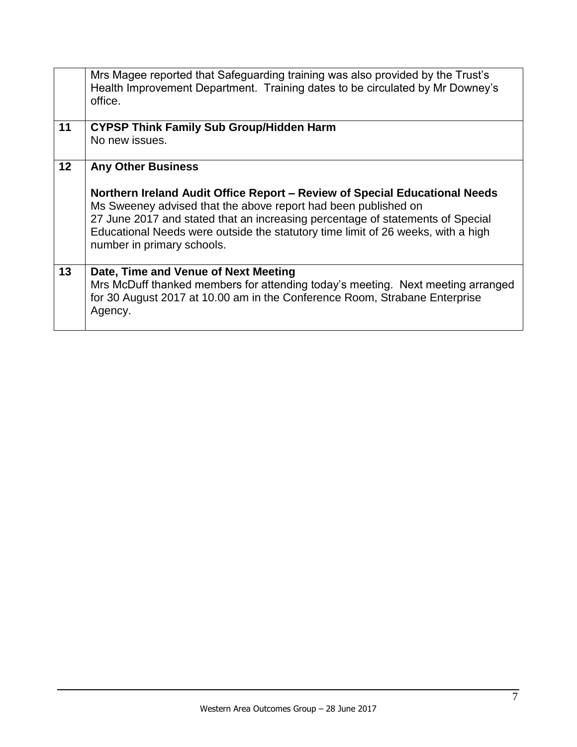| | |
|---|---|
| | Mrs Magee reported that Safeguarding training was also provided by the Trust's Health Improvement Department. Training dates to be circulated by Mr Downey's office. |
| **11** | **CYPSP Think Family Sub Group/Hidden Harm**<br>No new issues. |
| **12** | **Any Other Business**<br><br>**Northern Ireland Audit Office Report – Review of Special Educational Needs**<br>Ms Sweeney advised that the above report had been published on 27 June 2017 and stated that an increasing percentage of statements of Special Educational Needs were outside the statutory time limit of 26 weeks, with a high number in primary schools. |
| **13** | **Date, Time and Venue of Next Meeting**<br>Mrs McDuff thanked members for attending today's meeting. Next meeting arranged for 30 August 2017 at 10.00 am in the Conference Room, Strabane Enterprise Agency. |